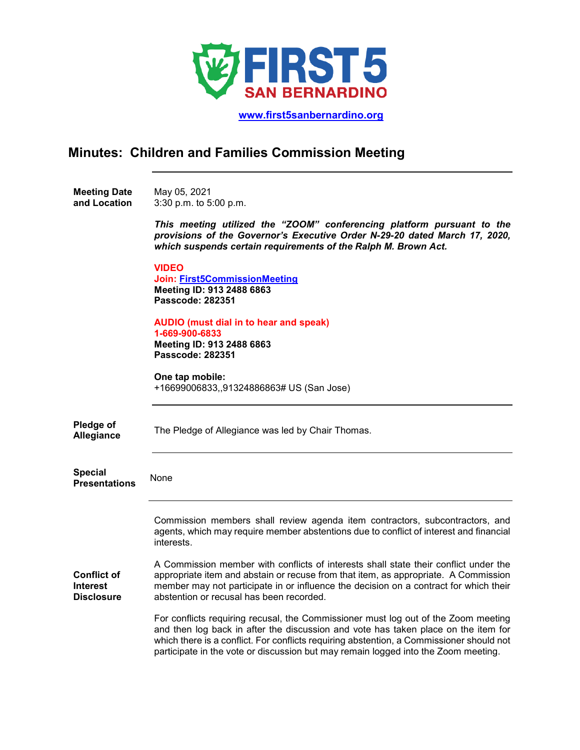FIRST 5 SAN BERNARDINO

[www.first5sanbernardino.org](http://www.first5sanbernardino.org)

# Minutes: Children and Families Commission Meeting

| | |
|---|---|
| **Meeting Date and Location** | May 05, 2021<br>3:30 p.m. to 5:00 p.m.<br><br>***This meeting utilized the "ZOOM" conferencing platform pursuant to the provisions of the Governor's Executive Order N-29-20 dated March 17, 2020, which suspends certain requirements of the Ralph M. Brown Act.***<br><br>**VIDEO**<br>**Join: First5CommissionMeeting**<br>**Meeting ID: 913 2488 6863**<br>**Passcode: 282351**<br><br>**AUDIO (must dial in to hear and speak)**<br>**1-669-900-6833**<br>**Meeting ID: 913 2488 6863**<br>**Passcode: 282351**<br><br>**One tap mobile:**<br>+16699006833,,91324886863# US (San Jose) |
| **Pledge of Allegiance** | The Pledge of Allegiance was led by Chair Thomas. |
| **Special Presentations** | None |
| **Conflict of Interest Disclosure** | Commission members shall review agenda item contractors, subcontractors, and agents, which may require member abstentions due to conflict of interest and financial interests.<br><br>A Commission member with conflicts of interests shall state their conflict under the appropriate item and abstain or recuse from that item, as appropriate. A Commission member may not participate in or influence the decision on a contract for which their abstention or recusal has been recorded.<br><br>For conflicts requiring recusal, the Commissioner must log out of the Zoom meeting and then log back in after the discussion and vote has taken place on the item for which there is a conflict. For conflicts requiring abstention, a Commissioner should not participate in the vote or discussion but may remain logged into the Zoom meeting. |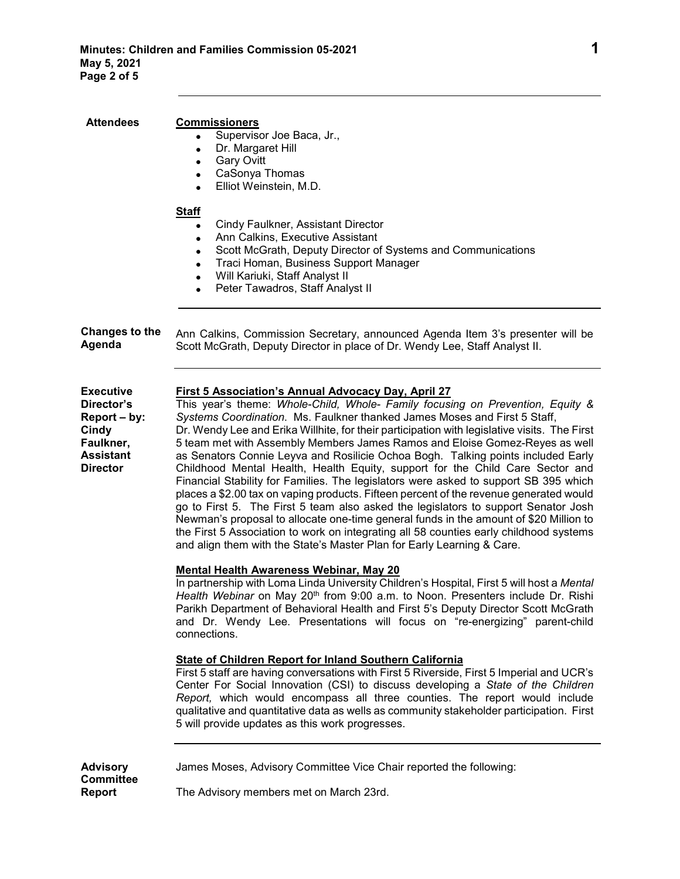**Attendees**

**Commissioners**

- Supervisor Joe Baca, Jr.,
- Dr. Margaret Hill
- Gary Ovitt
- CaSonya Thomas
- Elliot Weinstein, M.D.

**Staff**

- Cindy Faulkner, Assistant Director
- Ann Calkins, Executive Assistant
- Scott McGrath, Deputy Director of Systems and Communications
- Traci Homan, Business Support Manager
- Will Kariuki, Staff Analyst II
- Peter Tawadros, Staff Analyst II

---

**Changes to the Agenda**

Ann Calkins, Commission Secretary, announced Agenda Item 3's presenter will be Scott McGrath, Deputy Director in place of Dr. Wendy Lee, Staff Analyst II.

---

**Executive Director's Report – by: Cindy Faulkner, Assistant Director**

**First 5 Association's Annual Advocacy Day, April 27**

This year's theme: *Whole-Child, Whole- Family focusing on Prevention, Equity & Systems Coordination.* Ms. Faulkner thanked James Moses and First 5 Staff, Dr. Wendy Lee and Erika Willhite, for their participation with legislative visits. The First 5 team met with Assembly Members James Ramos and Eloise Gomez-Reyes as well as Senators Connie Leyva and Rosilicie Ochoa Bogh. Talking points included Early Childhood Mental Health, Health Equity, support for the Child Care Sector and Financial Stability for Families. The legislators were asked to support SB 395 which places a $2.00 tax on vaping products. Fifteen percent of the revenue generated would go to First 5. The First 5 team also asked the legislators to support Senator Josh Newman's proposal to allocate one-time general funds in the amount of $20 Million to the First 5 Association to work on integrating all 58 counties early childhood systems and align them with the State's Master Plan for Early Learning & Care.

**Mental Health Awareness Webinar, May 20**

In partnership with Loma Linda University Children's Hospital, First 5 will host a *Mental Health Webinar* on May 20th from 9:00 a.m. to Noon. Presenters include Dr. Rishi Parikh Department of Behavioral Health and First 5's Deputy Director Scott McGrath and Dr. Wendy Lee. Presentations will focus on "re-energizing" parent-child connections.

**State of Children Report for Inland Southern California**

First 5 staff are having conversations with First 5 Riverside, First 5 Imperial and UCR's Center For Social Innovation (CSI) to discuss developing a *State of the Children Report,* which would encompass all three counties. The report would include qualitative and quantitative data as wells as community stakeholder participation. First 5 will provide updates as this work progresses.

---

**Advisory Committee Report**

James Moses, Advisory Committee Vice Chair reported the following:

The Advisory members met on March 23rd.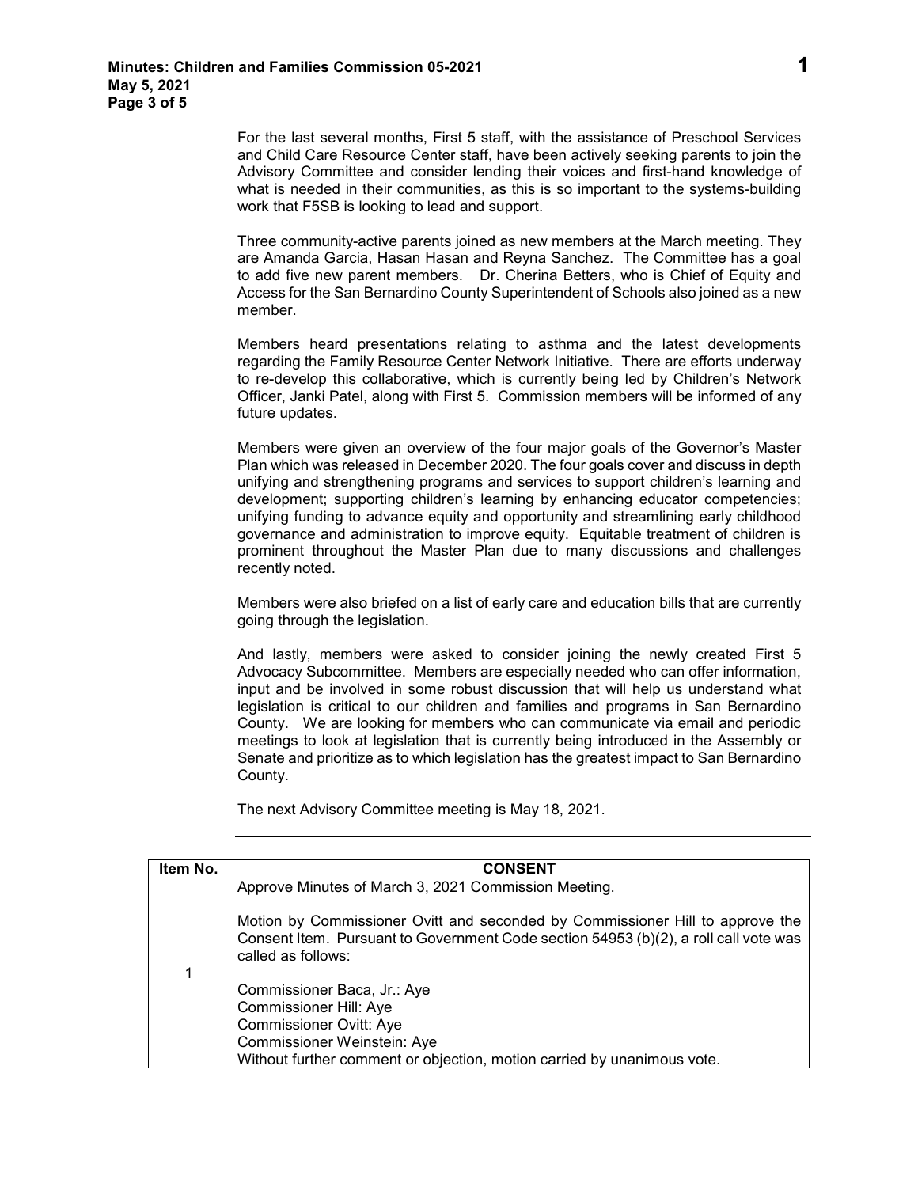For the last several months, First 5 staff, with the assistance of Preschool Services and Child Care Resource Center staff, have been actively seeking parents to join the Advisory Committee and consider lending their voices and first-hand knowledge of what is needed in their communities, as this is so important to the systems-building work that F5SB is looking to lead and support.

Three community-active parents joined as new members at the March meeting. They are Amanda Garcia, Hasan Hasan and Reyna Sanchez. The Committee has a goal to add five new parent members. Dr. Cherina Betters, who is Chief of Equity and Access for the San Bernardino County Superintendent of Schools also joined as a new member.

Members heard presentations relating to asthma and the latest developments regarding the Family Resource Center Network Initiative. There are efforts underway to re-develop this collaborative, which is currently being led by Children's Network Officer, Janki Patel, along with First 5. Commission members will be informed of any future updates.

Members were given an overview of the four major goals of the Governor's Master Plan which was released in December 2020. The four goals cover and discuss in depth unifying and strengthening programs and services to support children's learning and development; supporting children's learning by enhancing educator competencies; unifying funding to advance equity and opportunity and streamlining early childhood governance and administration to improve equity. Equitable treatment of children is prominent throughout the Master Plan due to many discussions and challenges recently noted.

Members were also briefed on a list of early care and education bills that are currently going through the legislation.

And lastly, members were asked to consider joining the newly created First 5 Advocacy Subcommittee. Members are especially needed who can offer information, input and be involved in some robust discussion that will help us understand what legislation is critical to our children and families and programs in San Bernardino County. We are looking for members who can communicate via email and periodic meetings to look at legislation that is currently being introduced in the Assembly or Senate and prioritize as to which legislation has the greatest impact to San Bernardino County.

The next Advisory Committee meeting is May 18, 2021.

---

| Item No. | CONSENT |
|---|---|
| 1 | Approve Minutes of March 3, 2021 Commission Meeting.<br><br>Motion by Commissioner Ovitt and seconded by Commissioner Hill to approve the Consent Item. Pursuant to Government Code section 54953 (b)(2), a roll call vote was called as follows:<br><br>Commissioner Baca, Jr.: Aye<br>Commissioner Hill: Aye<br>Commissioner Ovitt: Aye<br>Commissioner Weinstein: Aye<br>Without further comment or objection, motion carried by unanimous vote. |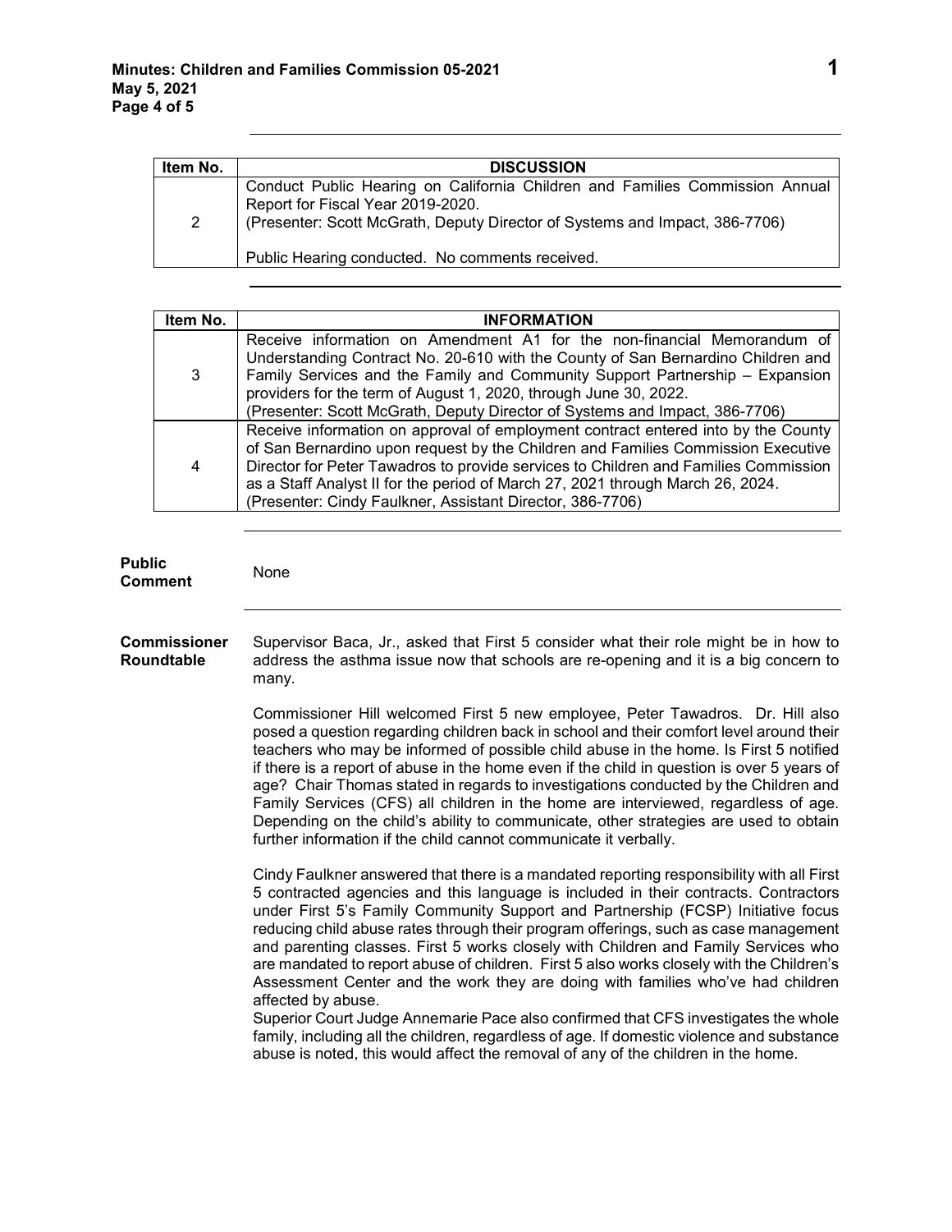| Item No. | DISCUSSION |
| --- | --- |
| 2 | Conduct Public Hearing on California Children and Families Commission Annual Report for Fiscal Year 2019-2020.<br>(Presenter: Scott McGrath, Deputy Director of Systems and Impact, 386-7706)<br><br>Public Hearing conducted. No comments received. |

| Item No. | INFORMATION |
| --- | --- |
| 3 | Receive information on Amendment A1 for the non-financial Memorandum of Understanding Contract No. 20-610 with the County of San Bernardino Children and Family Services and the Family and Community Support Partnership – Expansion providers for the term of August 1, 2020, through June 30, 2022.<br>(Presenter: Scott McGrath, Deputy Director of Systems and Impact, 386-7706) |
| 4 | Receive information on approval of employment contract entered into by the County of San Bernardino upon request by the Children and Families Commission Executive Director for Peter Tawadros to provide services to Children and Families Commission as a Staff Analyst II for the period of March 27, 2021 through March 26, 2024.<br>(Presenter: Cindy Faulkner, Assistant Director, 386-7706) |

**Public Comment**

None

**Commissioner Roundtable**

Supervisor Baca, Jr., asked that First 5 consider what their role might be in how to address the asthma issue now that schools are re-opening and it is a big concern to many.

Commissioner Hill welcomed First 5 new employee, Peter Tawadros. Dr. Hill also posed a question regarding children back in school and their comfort level around their teachers who may be informed of possible child abuse in the home. Is First 5 notified if there is a report of abuse in the home even if the child in question is over 5 years of age? Chair Thomas stated in regards to investigations conducted by the Children and Family Services (CFS) all children in the home are interviewed, regardless of age. Depending on the child's ability to communicate, other strategies are used to obtain further information if the child cannot communicate it verbally.

Cindy Faulkner answered that there is a mandated reporting responsibility with all First 5 contracted agencies and this language is included in their contracts. Contractors under First 5's Family Community Support and Partnership (FCSP) Initiative focus reducing child abuse rates through their program offerings, such as case management and parenting classes. First 5 works closely with Children and Family Services who are mandated to report abuse of children. First 5 also works closely with the Children's Assessment Center and the work they are doing with families who've had children affected by abuse.
Superior Court Judge Annemarie Pace also confirmed that CFS investigates the whole family, including all the children, regardless of age. If domestic violence and substance abuse is noted, this would affect the removal of any of the children in the home.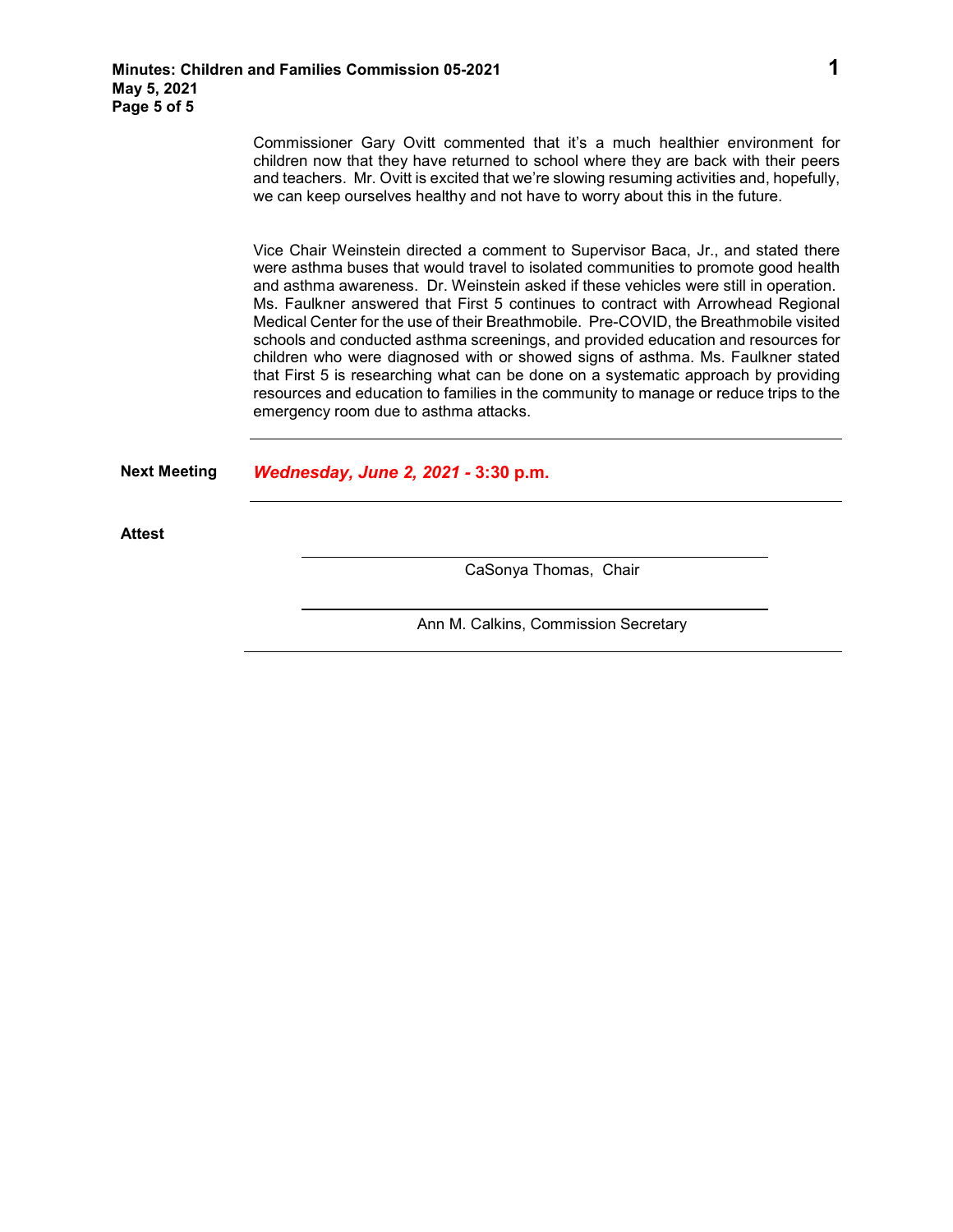Commissioner Gary Ovitt commented that it's a much healthier environment for children now that they have returned to school where they are back with their peers and teachers. Mr. Ovitt is excited that we're slowing resuming activities and, hopefully, we can keep ourselves healthy and not have to worry about this in the future.

Vice Chair Weinstein directed a comment to Supervisor Baca, Jr., and stated there were asthma buses that would travel to isolated communities to promote good health and asthma awareness. Dr. Weinstein asked if these vehicles were still in operation. Ms. Faulkner answered that First 5 continues to contract with Arrowhead Regional Medical Center for the use of their Breathmobile. Pre-COVID, the Breathmobile visited schools and conducted asthma screenings, and provided education and resources for children who were diagnosed with or showed signs of asthma. Ms. Faulkner stated that First 5 is researching what can be done on a systematic approach by providing resources and education to families in the community to manage or reduce trips to the emergency room due to asthma attacks.

---

**Next Meeting** ***Wednesday, June 2, 2021* - 3:30 p.m.**

---

**Attest**

CaSonya Thomas, Chair

Ann M. Calkins, Commission Secretary